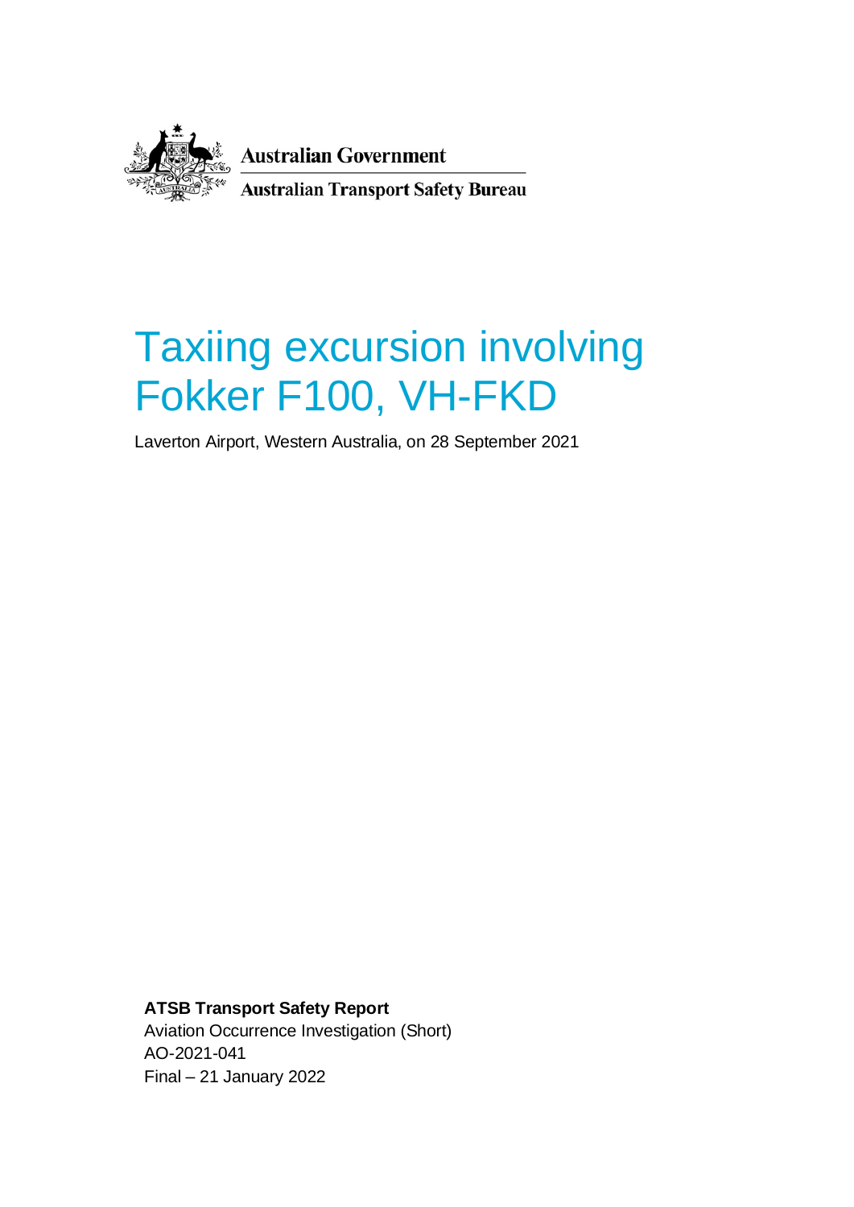Australian Government

Australian Transport Safety Bureau

# Taxiing excursion involving Fokker F100, VH-FKD

Laverton Airport, Western Australia, on 28 September 2021

**ATSB Transport Safety Report**
Aviation Occurrence Investigation (Short)
AO-2021-041
Final – 21 January 2022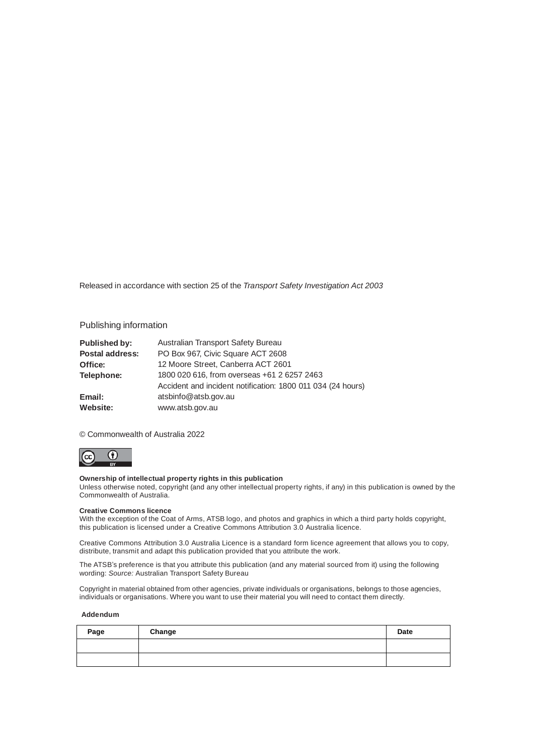Released in accordance with section 25 of the *Transport Safety Investigation Act 2003*

## Publishing information

| | |
|---|---|
| **Published by:** | Australian Transport Safety Bureau |
| **Postal address:** | PO Box 967, Civic Square ACT 2608 |
| **Office:** | 12 Moore Street, Canberra ACT 2601 |
| **Telephone:** | 1800 020 616, from overseas +61 2 6257 2463<br>Accident and incident notification: 1800 011 034 (24 hours) |
| **Email:** | atsbinfo@atsb.gov.au |
| **Website:** | www.atsb.gov.au |

© Commonwealth of Australia 2022

**Ownership of intellectual property rights in this publication**
Unless otherwise noted, copyright (and any other intellectual property rights, if any) in this publication is owned by the Commonwealth of Australia.

**Creative Commons licence**
With the exception of the Coat of Arms, ATSB logo, and photos and graphics in which a third party holds copyright, this publication is licensed under a Creative Commons Attribution 3.0 Australia licence.

Creative Commons Attribution 3.0 Australia Licence is a standard form licence agreement that allows you to copy, distribute, transmit and adapt this publication provided that you attribute the work.

The ATSB's preference is that you attribute this publication (and any material sourced from it) using the following wording: *Source:* Australian Transport Safety Bureau

Copyright in material obtained from other agencies, private individuals or organisations, belongs to those agencies, individuals or organisations. Where you want to use their material you will need to contact them directly.

**Addendum**

| Page | Change | Date |
|---|---|---|
| | | |
| | | |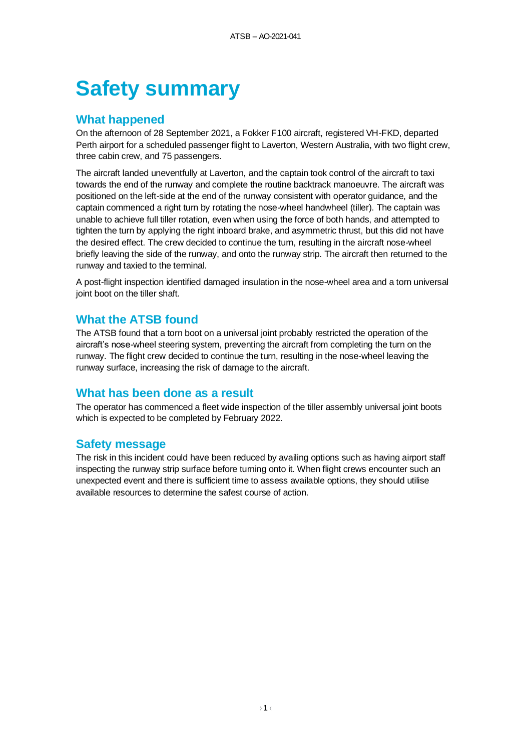# Safety summary

## What happened

On the afternoon of 28 September 2021, a Fokker F100 aircraft, registered VH-FKD, departed Perth airport for a scheduled passenger flight to Laverton, Western Australia, with two flight crew, three cabin crew, and 75 passengers.

The aircraft landed uneventfully at Laverton, and the captain took control of the aircraft to taxi towards the end of the runway and complete the routine backtrack manoeuvre. The aircraft was positioned on the left-side at the end of the runway consistent with operator guidance, and the captain commenced a right turn by rotating the nose-wheel handwheel (tiller). The captain was unable to achieve full tiller rotation, even when using the force of both hands, and attempted to tighten the turn by applying the right inboard brake, and asymmetric thrust, but this did not have the desired effect. The crew decided to continue the turn, resulting in the aircraft nose-wheel briefly leaving the side of the runway, and onto the runway strip. The aircraft then returned to the runway and taxied to the terminal.

A post-flight inspection identified damaged insulation in the nose-wheel area and a torn universal joint boot on the tiller shaft.

## What the ATSB found

The ATSB found that a torn boot on a universal joint probably restricted the operation of the aircraft's nose-wheel steering system, preventing the aircraft from completing the turn on the runway. The flight crew decided to continue the turn, resulting in the nose-wheel leaving the runway surface, increasing the risk of damage to the aircraft.

## What has been done as a result

The operator has commenced a fleet wide inspection of the tiller assembly universal joint boots which is expected to be completed by February 2022.

## Safety message

The risk in this incident could have been reduced by availing options such as having airport staff inspecting the runway strip surface before turning onto it. When flight crews encounter such an unexpected event and there is sufficient time to assess available options, they should utilise available resources to determine the safest course of action.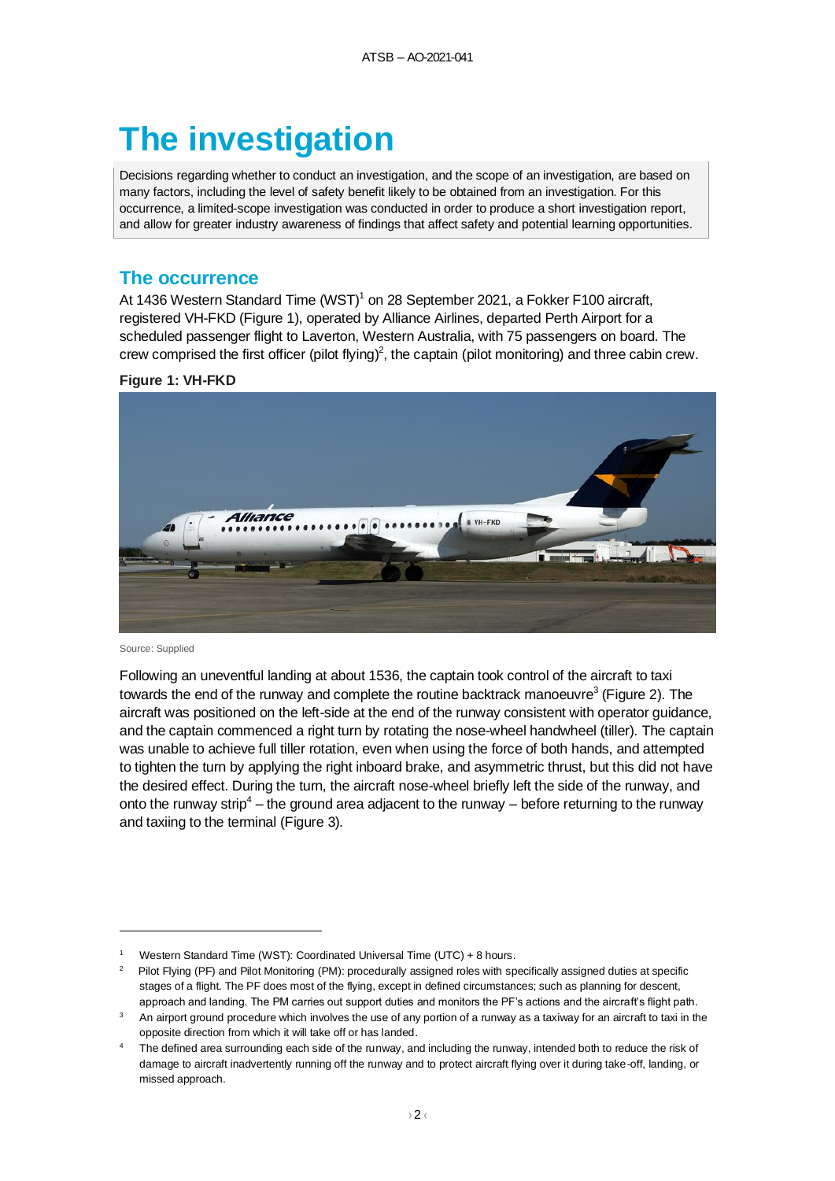# The investigation

Decisions regarding whether to conduct an investigation, and the scope of an investigation, are based on many factors, including the level of safety benefit likely to be obtained from an investigation. For this occurrence, a limited-scope investigation was conducted in order to produce a short investigation report, and allow for greater industry awareness of findings that affect safety and potential learning opportunities.

## The occurrence

At 1436 Western Standard Time (WST)[1] on 28 September 2021, a Fokker F100 aircraft, registered VH-FKD (Figure 1), operated by Alliance Airlines, departed Perth Airport for a scheduled passenger flight to Laverton, Western Australia, with 75 passengers on board. The crew comprised the first officer (pilot flying)[2], the captain (pilot monitoring) and three cabin crew.

**Figure 1: VH-FKD**

Source: Supplied

Following an uneventful landing at about 1536, the captain took control of the aircraft to taxi towards the end of the runway and complete the routine backtrack manoeuvre[3] (Figure 2). The aircraft was positioned on the left-side at the end of the runway consistent with operator guidance, and the captain commenced a right turn by rotating the nose-wheel handwheel (tiller). The captain was unable to achieve full tiller rotation, even when using the force of both hands, and attempted to tighten the turn by applying the right inboard brake, and asymmetric thrust, but this did not have the desired effect. During the turn, the aircraft nose-wheel briefly left the side of the runway, and onto the runway strip[4] – the ground area adjacent to the runway – before returning to the runway and taxiing to the terminal (Figure 3).

---

[1] Western Standard Time (WST): Coordinated Universal Time (UTC) + 8 hours.

[2] Pilot Flying (PF) and Pilot Monitoring (PM): procedurally assigned roles with specifically assigned duties at specific stages of a flight. The PF does most of the flying, except in defined circumstances; such as planning for descent, approach and landing. The PM carries out support duties and monitors the PF's actions and the aircraft's flight path.

[3] An airport ground procedure which involves the use of any portion of a runway as a taxiway for an aircraft to taxi in the opposite direction from which it will take off or has landed.

[4] The defined area surrounding each side of the runway, and including the runway, intended both to reduce the risk of damage to aircraft inadvertently running off the runway and to protect aircraft flying over it during take-off, landing, or missed approach.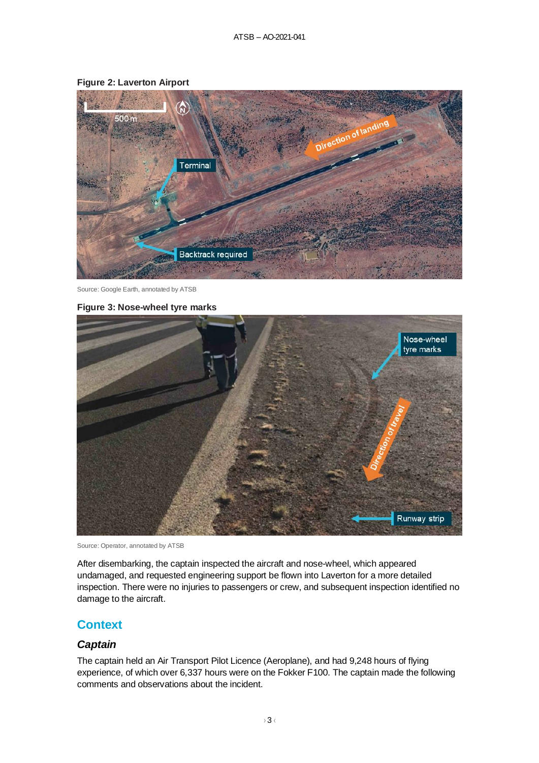**Figure 2: Laverton Airport**

Source: Google Earth, annotated by ATSB

**Figure 3: Nose-wheel tyre marks**

Source: Operator, annotated by ATSB

After disembarking, the captain inspected the aircraft and nose-wheel, which appeared undamaged, and requested engineering support be flown into Laverton for a more detailed inspection. There were no injuries to passengers or crew, and subsequent inspection identified no damage to the aircraft.

## Context

### *Captain*

The captain held an Air Transport Pilot Licence (Aeroplane), and had 9,248 hours of flying experience, of which over 6,337 hours were on the Fokker F100. The captain made the following comments and observations about the incident.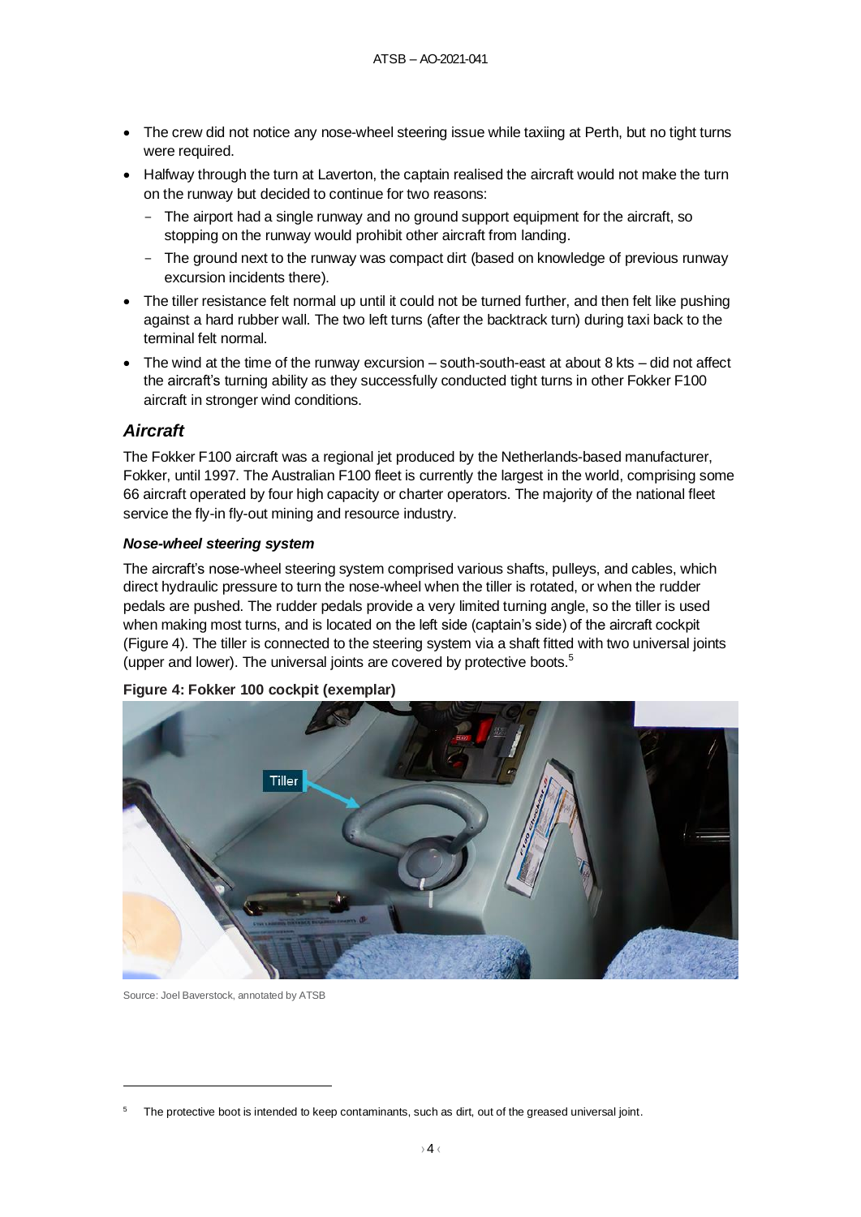- The crew did not notice any nose-wheel steering issue while taxiing at Perth, but no tight turns were required.
- Halfway through the turn at Laverton, the captain realised the aircraft would not make the turn on the runway but decided to continue for two reasons:
  - The airport had a single runway and no ground support equipment for the aircraft, so stopping on the runway would prohibit other aircraft from landing.
  - The ground next to the runway was compact dirt (based on knowledge of previous runway excursion incidents there).
- The tiller resistance felt normal up until it could not be turned further, and then felt like pushing against a hard rubber wall. The two left turns (after the backtrack turn) during taxi back to the terminal felt normal.
- The wind at the time of the runway excursion – south-south-east at about 8 kts – did not affect the aircraft's turning ability as they successfully conducted tight turns in other Fokker F100 aircraft in stronger wind conditions.

## *Aircraft*

The Fokker F100 aircraft was a regional jet produced by the Netherlands-based manufacturer, Fokker, until 1997. The Australian F100 fleet is currently the largest in the world, comprising some 66 aircraft operated by four high capacity or charter operators. The majority of the national fleet service the fly-in fly-out mining and resource industry.

### *Nose-wheel steering system*

The aircraft's nose-wheel steering system comprised various shafts, pulleys, and cables, which direct hydraulic pressure to turn the nose-wheel when the tiller is rotated, or when the rudder pedals are pushed. The rudder pedals provide a very limited turning angle, so the tiller is used when making most turns, and is located on the left side (captain's side) of the aircraft cockpit (Figure 4). The tiller is connected to the steering system via a shaft fitted with two universal joints (upper and lower). The universal joints are covered by protective boots.[5]

**Figure 4: Fokker 100 cockpit (exemplar)**

Source: Joel Baverstock, annotated by ATSB

[5] The protective boot is intended to keep contaminants, such as dirt, out of the greased universal joint.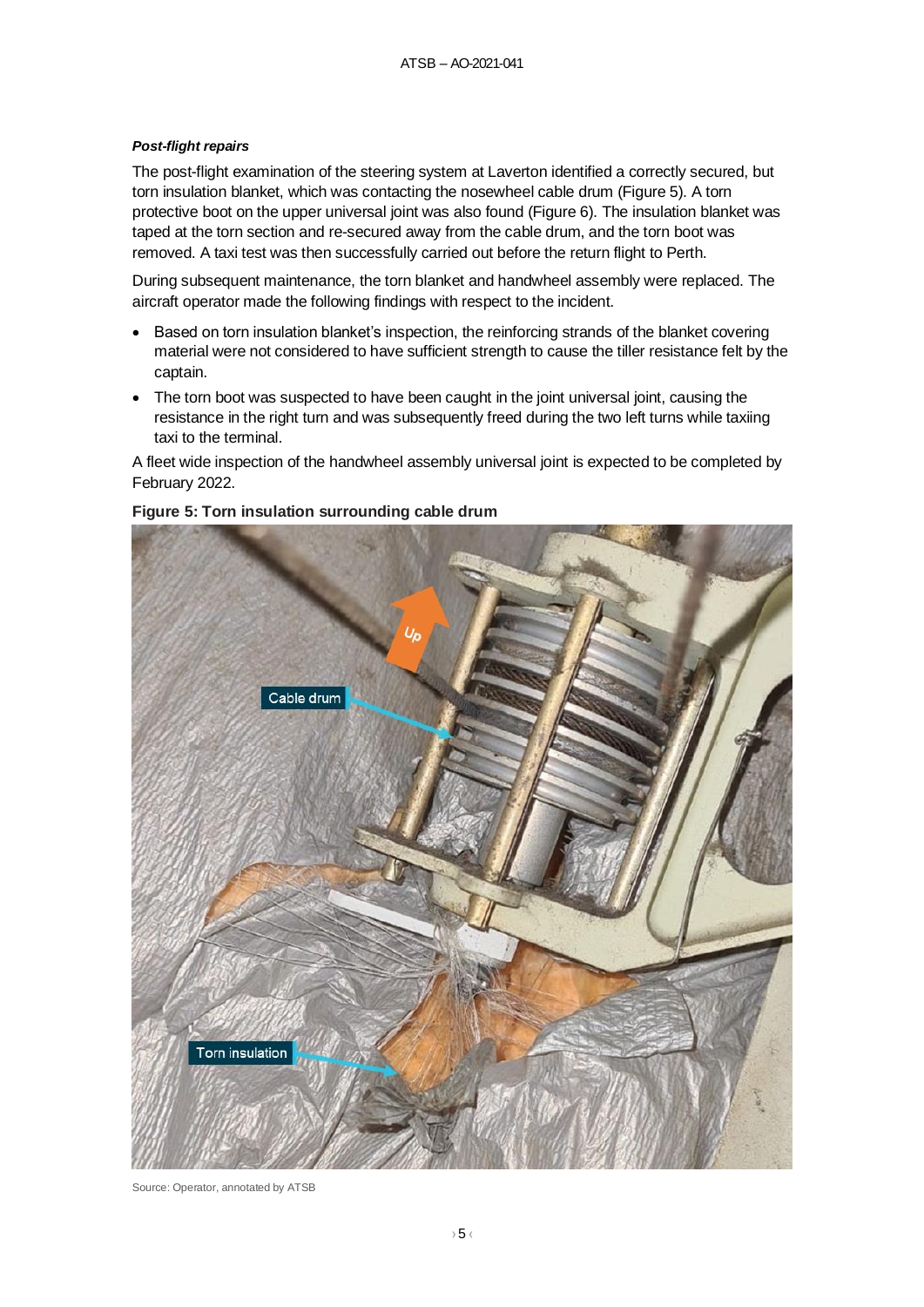#### *Post-flight repairs*

The post-flight examination of the steering system at Laverton identified a correctly secured, but torn insulation blanket, which was contacting the nosewheel cable drum (Figure 5). A torn protective boot on the upper universal joint was also found (Figure 6). The insulation blanket was taped at the torn section and re-secured away from the cable drum, and the torn boot was removed. A taxi test was then successfully carried out before the return flight to Perth.

During subsequent maintenance, the torn blanket and handwheel assembly were replaced. The aircraft operator made the following findings with respect to the incident.

- Based on torn insulation blanket's inspection, the reinforcing strands of the blanket covering material were not considered to have sufficient strength to cause the tiller resistance felt by the captain.
- The torn boot was suspected to have been caught in the joint universal joint, causing the resistance in the right turn and was subsequently freed during the two left turns while taxiing taxi to the terminal.

A fleet wide inspection of the handwheel assembly universal joint is expected to be completed by February 2022.

**Figure 5: Torn insulation surrounding cable drum**

Source: Operator, annotated by ATSB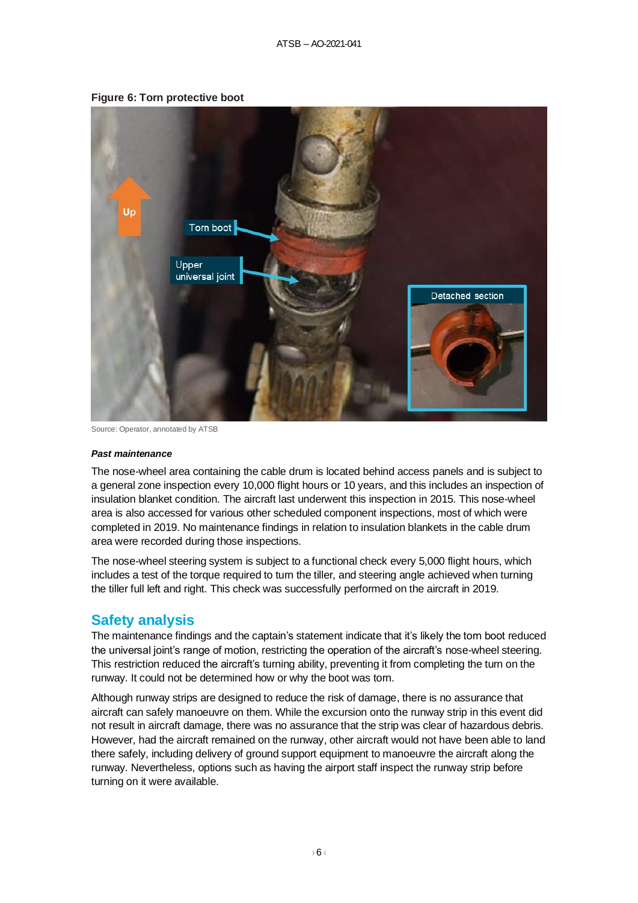**Figure 6: Torn protective boot**

Source: Operator, annotated by ATSB

#### *Past maintenance*

The nose-wheel area containing the cable drum is located behind access panels and is subject to a general zone inspection every 10,000 flight hours or 10 years, and this includes an inspection of insulation blanket condition. The aircraft last underwent this inspection in 2015. This nose-wheel area is also accessed for various other scheduled component inspections, most of which were completed in 2019. No maintenance findings in relation to insulation blankets in the cable drum area were recorded during those inspections.

The nose-wheel steering system is subject to a functional check every 5,000 flight hours, which includes a test of the torque required to turn the tiller, and steering angle achieved when turning the tiller full left and right. This check was successfully performed on the aircraft in 2019.

## Safety analysis

The maintenance findings and the captain's statement indicate that it's likely the torn boot reduced the universal joint's range of motion, restricting the operation of the aircraft's nose-wheel steering. This restriction reduced the aircraft's turning ability, preventing it from completing the turn on the runway. It could not be determined how or why the boot was torn.

Although runway strips are designed to reduce the risk of damage, there is no assurance that aircraft can safely manoeuvre on them. While the excursion onto the runway strip in this event did not result in aircraft damage, there was no assurance that the strip was clear of hazardous debris. However, had the aircraft remained on the runway, other aircraft would not have been able to land there safely, including delivery of ground support equipment to manoeuvre the aircraft along the runway. Nevertheless, options such as having the airport staff inspect the runway strip before turning on it were available.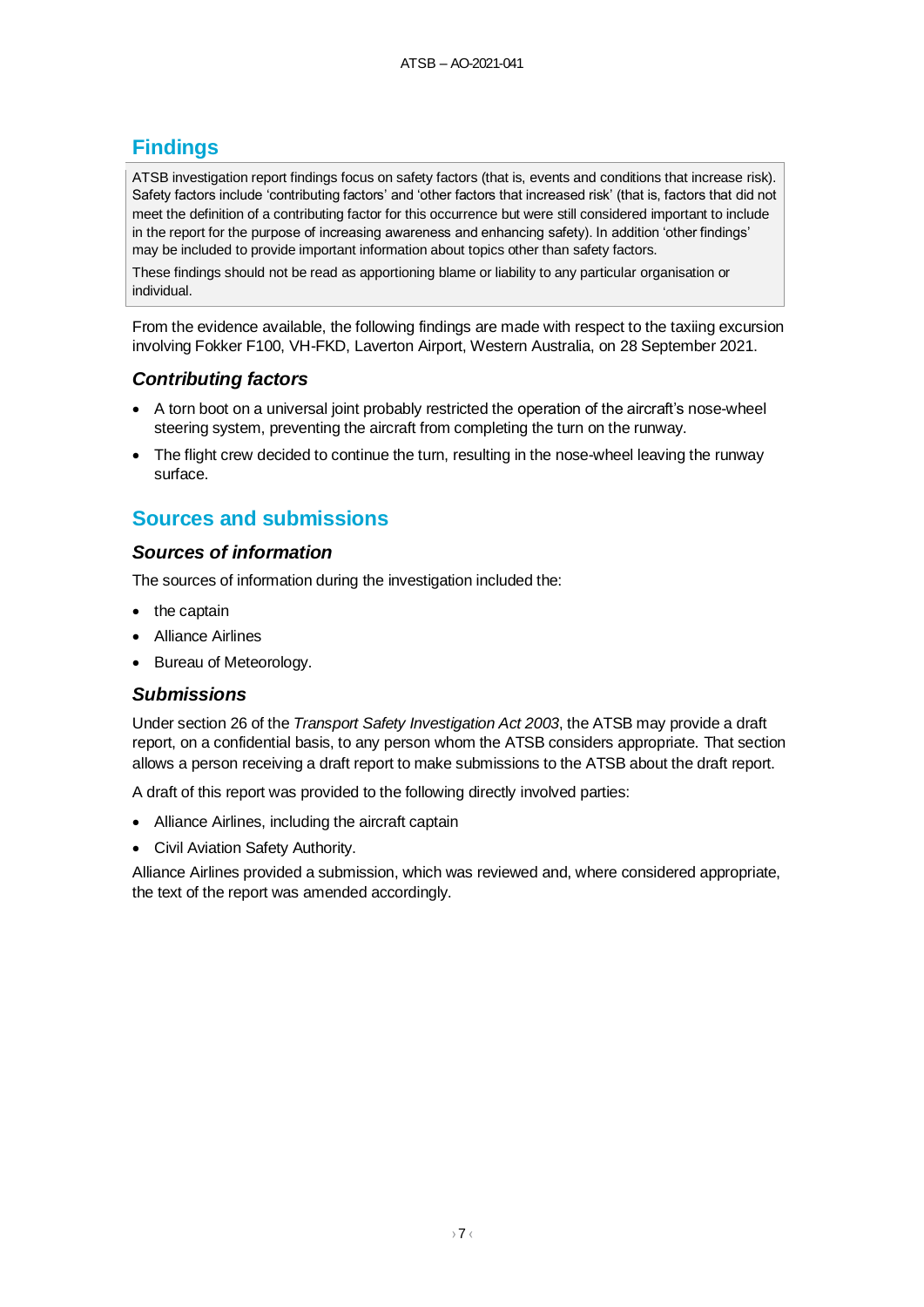# Findings

ATSB investigation report findings focus on safety factors (that is, events and conditions that increase risk). Safety factors include 'contributing factors' and 'other factors that increased risk' (that is, factors that did not meet the definition of a contributing factor for this occurrence but were still considered important to include in the report for the purpose of increasing awareness and enhancing safety). In addition 'other findings' may be included to provide important information about topics other than safety factors.

These findings should not be read as apportioning blame or liability to any particular organisation or individual.

From the evidence available, the following findings are made with respect to the taxiing excursion involving Fokker F100, VH-FKD, Laverton Airport, Western Australia, on 28 September 2021.

### *Contributing factors*

- A torn boot on a universal joint probably restricted the operation of the aircraft's nose-wheel steering system, preventing the aircraft from completing the turn on the runway.
- The flight crew decided to continue the turn, resulting in the nose-wheel leaving the runway surface.

# Sources and submissions

### *Sources of information*

The sources of information during the investigation included the:

- the captain
- Alliance Airlines
- Bureau of Meteorology.

### *Submissions*

Under section 26 of the *Transport Safety Investigation Act 2003*, the ATSB may provide a draft report, on a confidential basis, to any person whom the ATSB considers appropriate. That section allows a person receiving a draft report to make submissions to the ATSB about the draft report.

A draft of this report was provided to the following directly involved parties:

- Alliance Airlines, including the aircraft captain
- Civil Aviation Safety Authority.

Alliance Airlines provided a submission, which was reviewed and, where considered appropriate, the text of the report was amended accordingly.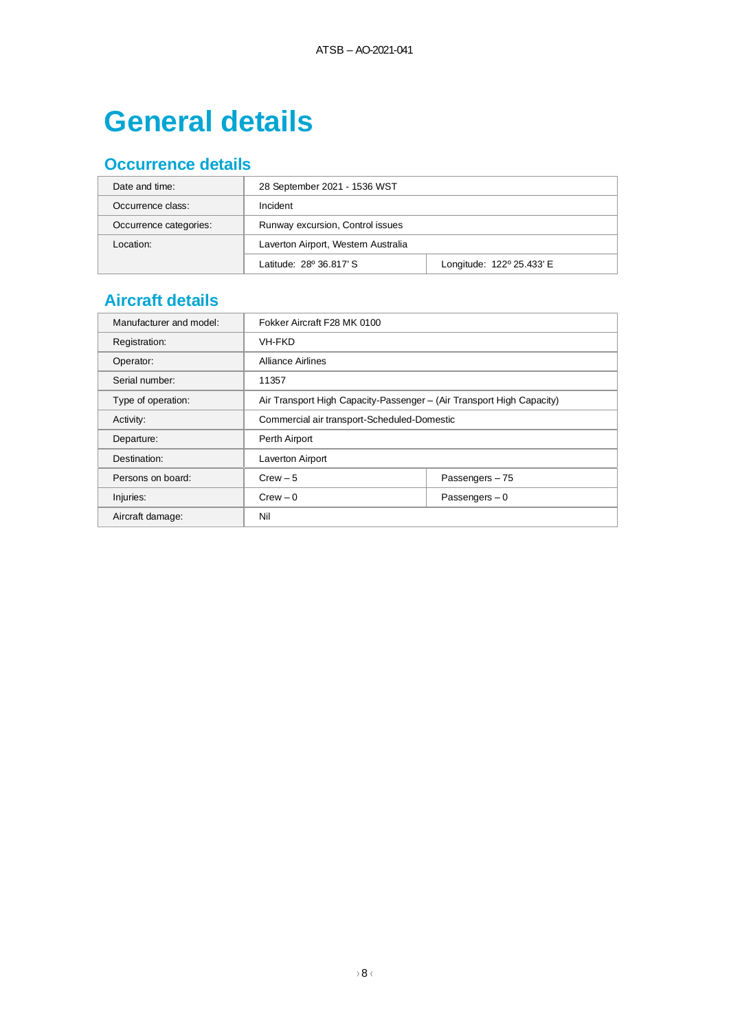# General details

## Occurrence details

| | | |
|---|---|---|
| Date and time: | 28 September 2021 - 1536 WST | |
| Occurrence class: | Incident | |
| Occurrence categories: | Runway excursion, Control issues | |
| Location: | Laverton Airport, Western Australia | |
| | Latitude: 28º 36.817' S | Longitude: 122º 25.433' E |

## Aircraft details

| | | |
|---|---|---|
| Manufacturer and model: | Fokker Aircraft F28 MK 0100 | |
| Registration: | VH-FKD | |
| Operator: | Alliance Airlines | |
| Serial number: | 11357 | |
| Type of operation: | Air Transport High Capacity-Passenger – (Air Transport High Capacity) | |
| Activity: | Commercial air transport-Scheduled-Domestic | |
| Departure: | Perth Airport | |
| Destination: | Laverton Airport | |
| Persons on board: | Crew – 5 | Passengers – 75 |
| Injuries: | Crew – 0 | Passengers – 0 |
| Aircraft damage: | Nil | |